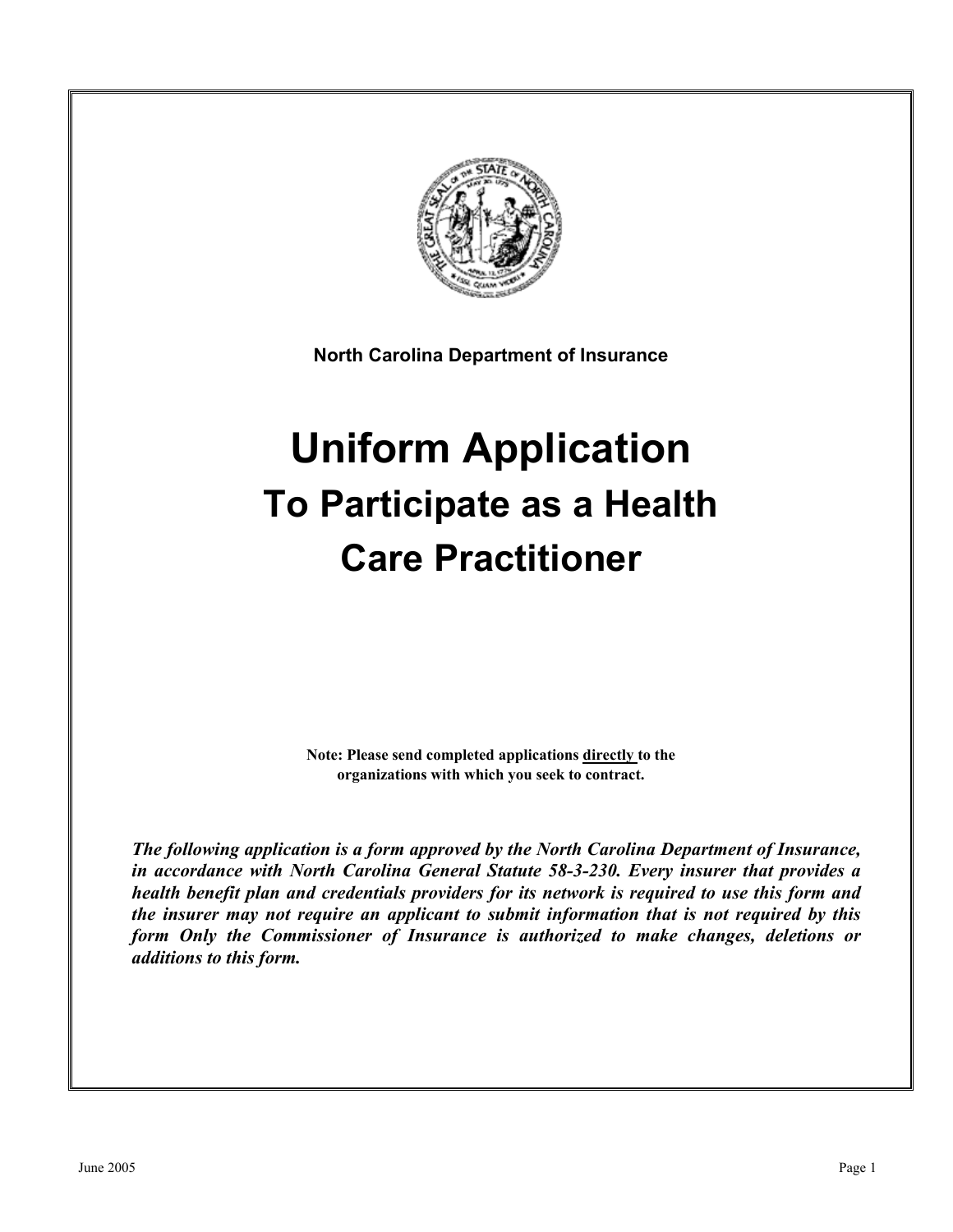**North Carolina Department of Insurance**

# Uniform Application
## To Participate as a Health Care Practitioner

**Note: Please send completed applications directly to the organizations with which you seek to contract.**

***The following application is a form approved by the North Carolina Department of Insurance, in accordance with North Carolina General Statute 58-3-230. Every insurer that provides a health benefit plan and credentials providers for its network is required to use this form and the insurer may not require an applicant to submit information that is not required by this form Only the Commissioner of Insurance is authorized to make changes, deletions or additions to this form.***

June 2005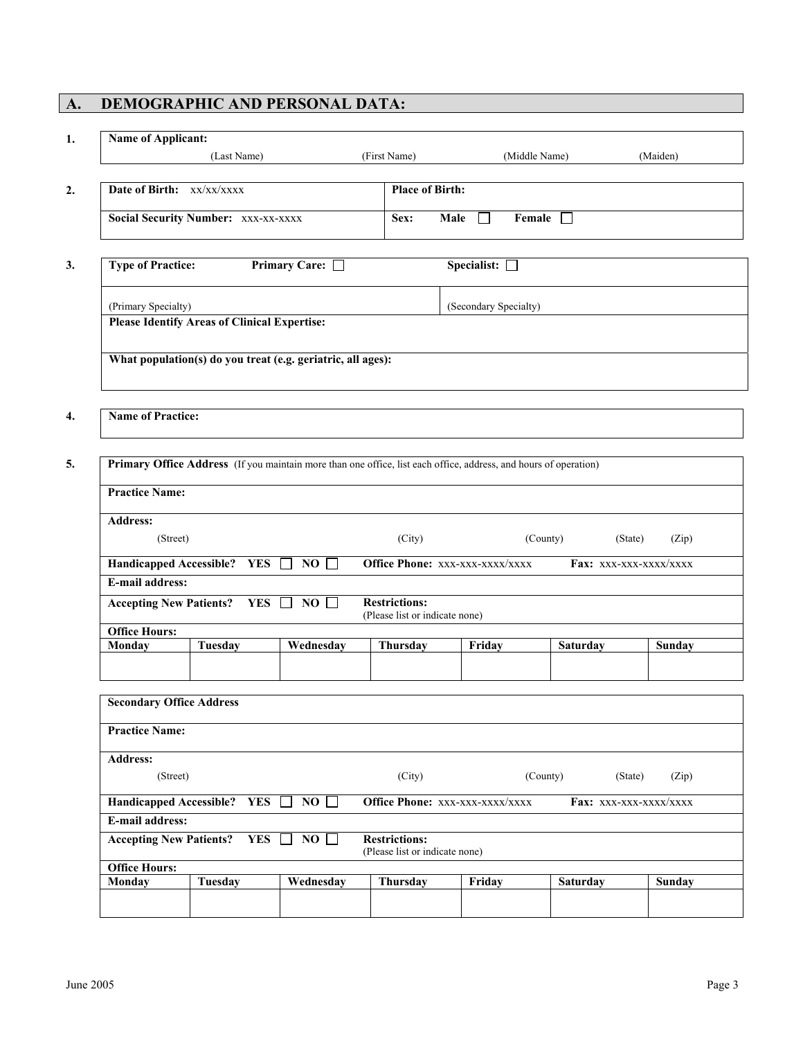## A. DEMOGRAPHIC AND PERSONAL DATA:

**1.**

| **Name of Applicant:** | | | |
|---|---|---|---|
| (Last Name) | (First Name) | (Middle Name) | (Maiden) |

**2.**

| | |
|---|---|
| **Date of Birth:** xx/xx/xxxx | **Place of Birth:** |
| **Social Security Number:** xxx-xx-xxxx | **Sex:** **Male** ☐ **Female** ☐ |

**3.**

| | |
|---|---|
| **Type of Practice:** **Primary Care:** ☐ | **Specialist:** ☐ |
| (Primary Specialty) | (Secondary Specialty) |
| **Please Identify Areas of Clinical Expertise:** | |
| **What population(s) do you treat (e.g. geriatric, all ages):** | |

**4.**

| **Name of Practice:** |
|---|

**5.**

| **Primary Office Address** (If you maintain more than one office, list each office, address, and hours of operation) | | | | | | |
|---|---|---|---|---|---|---|
| **Practice Name:** | | | | | | |
| **Address:** (Street) (City) (County) (State) (Zip) | | | | | | |
| **Handicapped Accessible?** **YES** ☐ **NO** ☐ | | | **Office Phone:** xxx-xxx-xxxx/xxxx | | **Fax:** xxx-xxx-xxxx/xxxx | |
| **E-mail address:** | | | | | | |
| **Accepting New Patients?** **YES** ☐ **NO** ☐ | | | **Restrictions:** (Please list or indicate none) | | | |
| **Office Hours:** | | | | | | |
| **Monday** | **Tuesday** | **Wednesday** | **Thursday** | **Friday** | **Saturday** | **Sunday** |
| | | | | | | |

| **Secondary Office Address** | | | | | | |
|---|---|---|---|---|---|---|
| **Practice Name:** | | | | | | |
| **Address:** (Street) (City) (County) (State) (Zip) | | | | | | |
| **Handicapped Accessible?** **YES** ☐ **NO** ☐ | | | **Office Phone:** xxx-xxx-xxxx/xxxx | | **Fax:** xxx-xxx-xxxx/xxxx | |
| **E-mail address:** | | | | | | |
| **Accepting New Patients?** **YES** ☐ **NO** ☐ | | | **Restrictions:** (Please list or indicate none) | | | |
| **Office Hours:** | | | | | | |
| **Monday** | **Tuesday** | **Wednesday** | **Thursday** | **Friday** | **Saturday** | **Sunday** |
| | | | | | | |

June 2005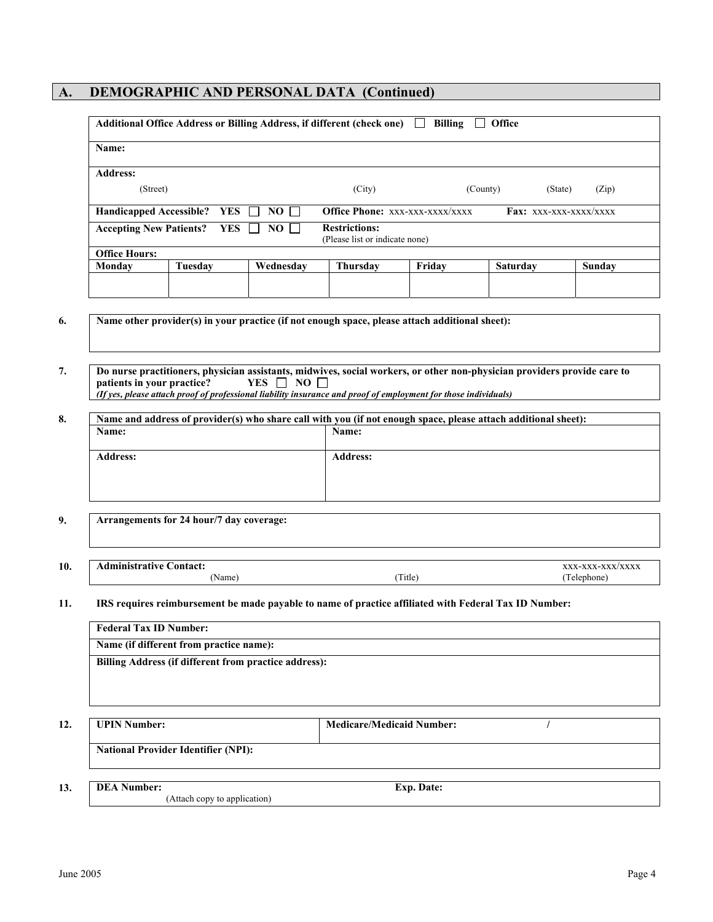## A. DEMOGRAPHIC AND PERSONAL DATA (Continued)

| Additional Office Address or Billing Address, if different (check one) ☐ Billing ☐ Office | | | | | | |
|---|---|---|---|---|---|---|
| **Name:** | | | | | | |
| **Address:** (Street) (City) (County) (State) (Zip) | | | | | | |
| **Handicapped Accessible?** YES ☐ NO ☐ | | | **Office Phone:** xxx-xxx-xxxx/xxxx | | **Fax:** xxx-xxx-xxxx/xxxx | |
| **Accepting New Patients?** YES ☐ NO ☐ | | | **Restrictions:** (Please list or indicate none) | | | |
| **Office Hours:** | | | | | | |
| **Monday** | **Tuesday** | **Wednesday** | **Thursday** | **Friday** | **Saturday** | **Sunday** |
| | | | | | | |

**6.** **Name other provider(s) in your practice (if not enough space, please attach additional sheet):**

**7.** **Do nurse practitioners, physician assistants, midwives, social workers, or other non-physician providers provide care to patients in your practice?** YES ☐ NO ☐
***(If yes, please attach proof of professional liability insurance and proof of employment for those individuals)***

**8.** **Name and address of provider(s) who share call with you (if not enough space, please attach additional sheet):**

| **Name:** | **Name:** |
|---|---|
| **Address:** | **Address:** |

**9.** **Arrangements for 24 hour/7 day coverage:**

**10.** **Administrative Contact:**

| (Name) | (Title) | xxx-xxx-xxx/xxxx (Telephone) |
|---|---|---|

**11.** **IRS requires reimbursement be made payable to name of practice affiliated with Federal Tax ID Number:**

| **Federal Tax ID Number:** |
|---|
| **Name (if different from practice name):** |
| **Billing Address (if different from practice address):** |

**12.**

| **UPIN Number:** | **Medicare/Medicaid Number:** / |
|---|---|
| **National Provider Identifier (NPI):** | |

**13.**

| **DEA Number:** (Attach copy to application) | **Exp. Date:** |
|---|---|

June 2005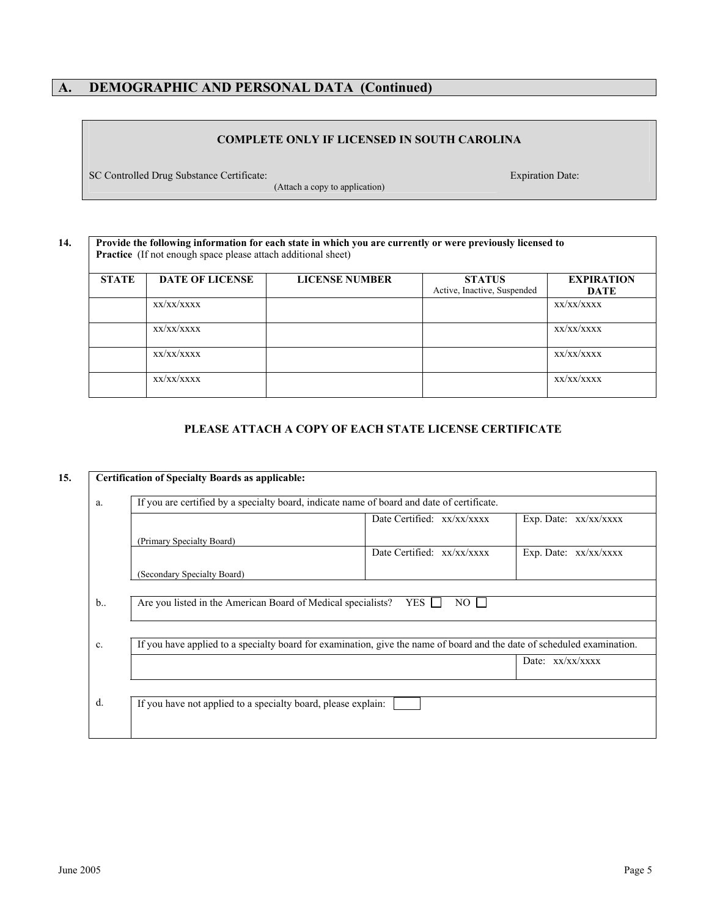## A. DEMOGRAPHIC AND PERSONAL DATA (Continued)

**COMPLETE ONLY IF LICENSED IN SOUTH CAROLINA**

SC Controlled Drug Substance Certificate: (Attach a copy to application) Expiration Date:

**14.** **Provide the following information for each state in which you are currently or were previously licensed to Practice** (If not enough space please attach additional sheet)

| STATE | DATE OF LICENSE | LICENSE NUMBER | STATUS Active, Inactive, Suspended | EXPIRATION DATE |
|---|---|---|---|---|
| | xx/xx/xxxx | | | xx/xx/xxxx |
| | xx/xx/xxxx | | | xx/xx/xxxx |
| | xx/xx/xxxx | | | xx/xx/xxxx |
| | xx/xx/xxxx | | | xx/xx/xxxx |

**PLEASE ATTACH A COPY OF EACH STATE LICENSE CERTIFICATE**

**15.** **Certification of Specialty Boards as applicable:**

a. If you are certified by a specialty board, indicate name of board and date of certificate.

| | | |
|---|---|---|
| (Primary Specialty Board) | Date Certified: xx/xx/xxxx | Exp. Date: xx/xx/xxxx |
| (Secondary Specialty Board) | Date Certified: xx/xx/xxxx | Exp. Date: xx/xx/xxxx |

b.. Are you listed in the American Board of Medical specialists? YES ☐ NO ☐

c. If you have applied to a specialty board for examination, give the name of board and the date of scheduled examination.

| | |
|---|---|
| | Date: xx/xx/xxxx |

d. If you have not applied to a specialty board, please explain: ☐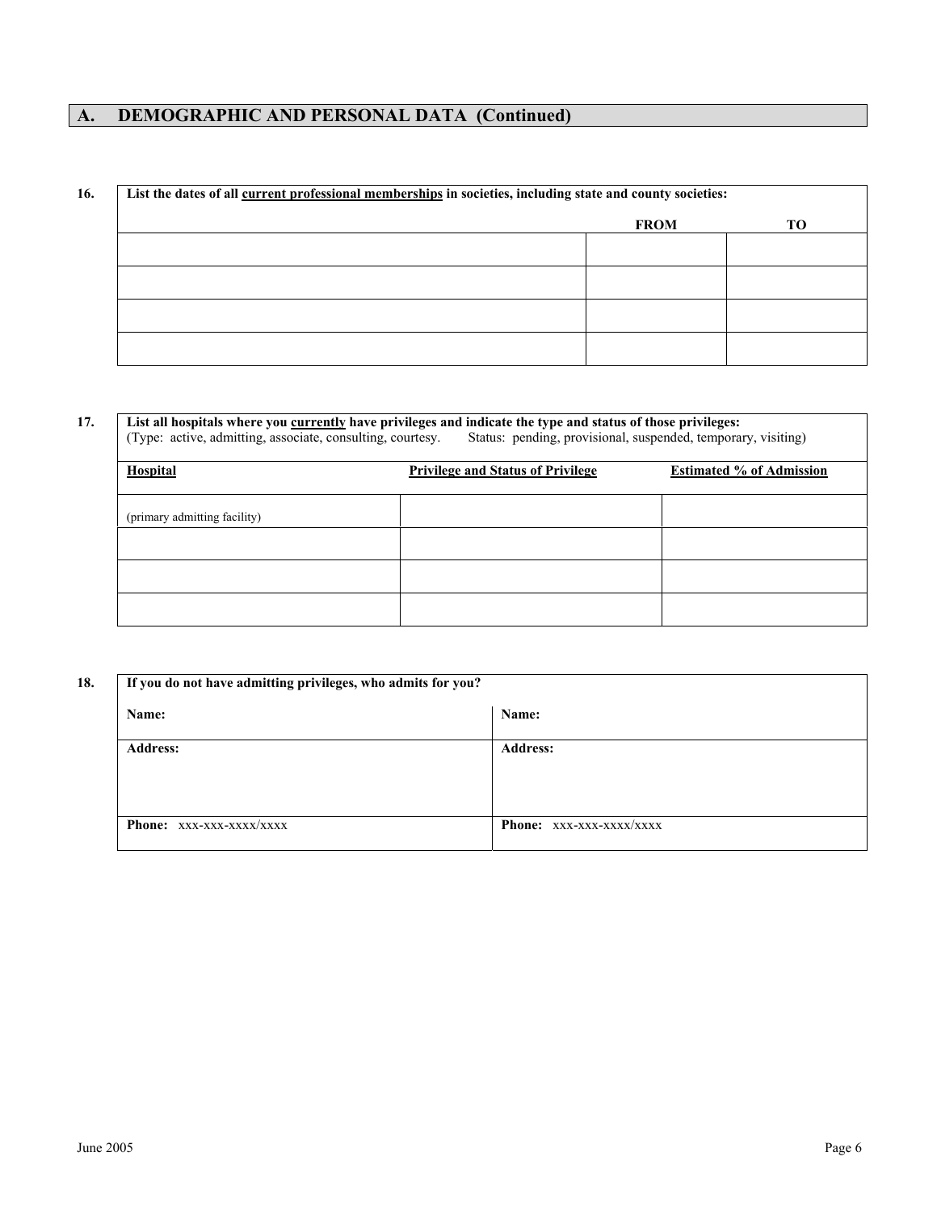## A. DEMOGRAPHIC AND PERSONAL DATA (Continued)

**16.** **List the dates of all <u>current professional memberships</u> in societies, including state and county societies:**

| | FROM | TO |
|---|---|---|
| | | |
| | | |
| | | |
| | | |

**17.** **List all hospitals where you <u>currently</u> have privileges and indicate the type and status of those privileges:**
(Type: active, admitting, associate, consulting, courtesy. Status: pending, provisional, suspended, temporary, visiting)

| **Hospital** | **Privilege and Status of Privilege** | **Estimated % of Admission** |
|---|---|---|
| (primary admitting facility) | | |
| | | |
| | | |
| | | |

**18.** **If you do not have admitting privileges, who admits for you?**

| **Name:** | **Name:** |
|---|---|
| **Address:** | **Address:** |
| **Phone:** xxx-xxx-xxxx/xxxx | **Phone:** xxx-xxx-xxxx/xxxx |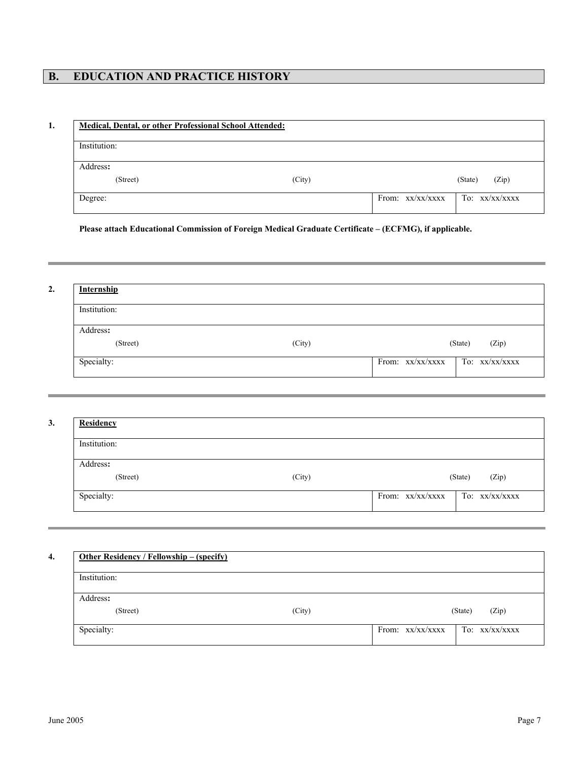## B. EDUCATION AND PRACTICE HISTORY

**1.**

| **Medical, Dental, or other Professional School Attended:** | | |
|---|---|---|
| Institution: | | |
| Address:<br>(Street) (City) (State) (Zip) | | |
| Degree: | From: xx/xx/xxxx | To: xx/xx/xxxx |

**Please attach Educational Commission of Foreign Medical Graduate Certificate – (ECFMG), if applicable.**

---

**2.**

| **Internship** | | |
|---|---|---|
| Institution: | | |
| Address:<br>(Street) (City) (State) (Zip) | | |
| Specialty: | From: xx/xx/xxxx | To: xx/xx/xxxx |

---

**3.**

| **Residency** | | |
|---|---|---|
| Institution: | | |
| Address:<br>(Street) (City) (State) (Zip) | | |
| Specialty: | From: xx/xx/xxxx | To: xx/xx/xxxx |

---

**4.**

| **Other Residency / Fellowship – (specify)** | | |
|---|---|---|
| Institution: | | |
| Address:<br>(Street) (City) (State) (Zip) | | |
| Specialty: | From: xx/xx/xxxx | To: xx/xx/xxxx |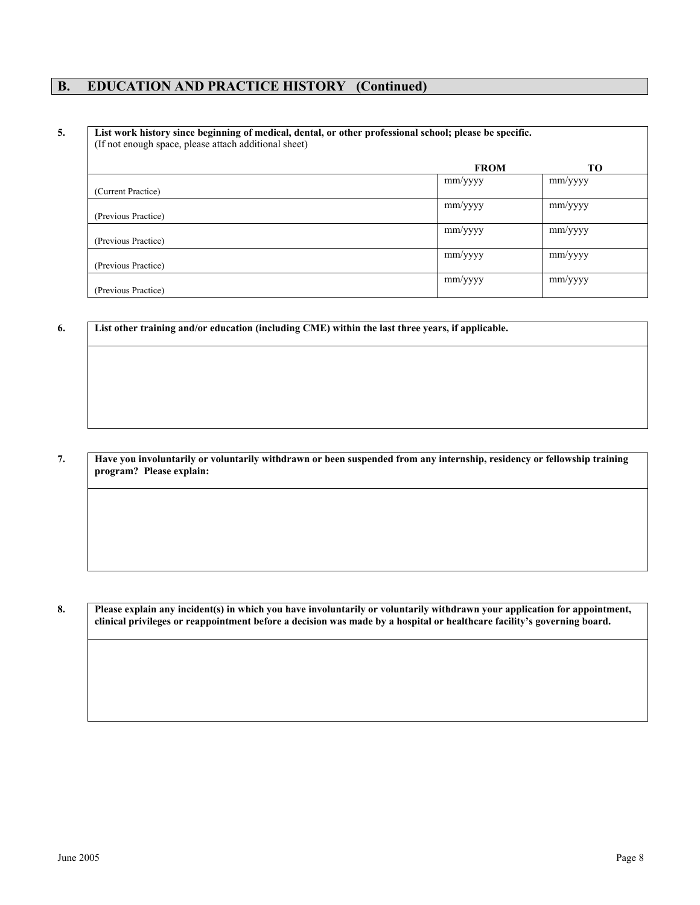## B. EDUCATION AND PRACTICE HISTORY (Continued)

**5. List work history since beginning of medical, dental, or other professional school; please be specific.**
(If not enough space, please attach additional sheet)

| | **FROM** | **TO** |
|---|---|---|
| (Current Practice) | mm/yyyy | mm/yyyy |
| (Previous Practice) | mm/yyyy | mm/yyyy |
| (Previous Practice) | mm/yyyy | mm/yyyy |
| (Previous Practice) | mm/yyyy | mm/yyyy |
| (Previous Practice) | mm/yyyy | mm/yyyy |

**6. List other training and/or education (including CME) within the last three years, if applicable.**

**7. Have you involuntarily or voluntarily withdrawn or been suspended from any internship, residency or fellowship training program? Please explain:**

**8. Please explain any incident(s) in which you have involuntarily or voluntarily withdrawn your application for appointment, clinical privileges or reappointment before a decision was made by a hospital or healthcare facility's governing board.**

June 2005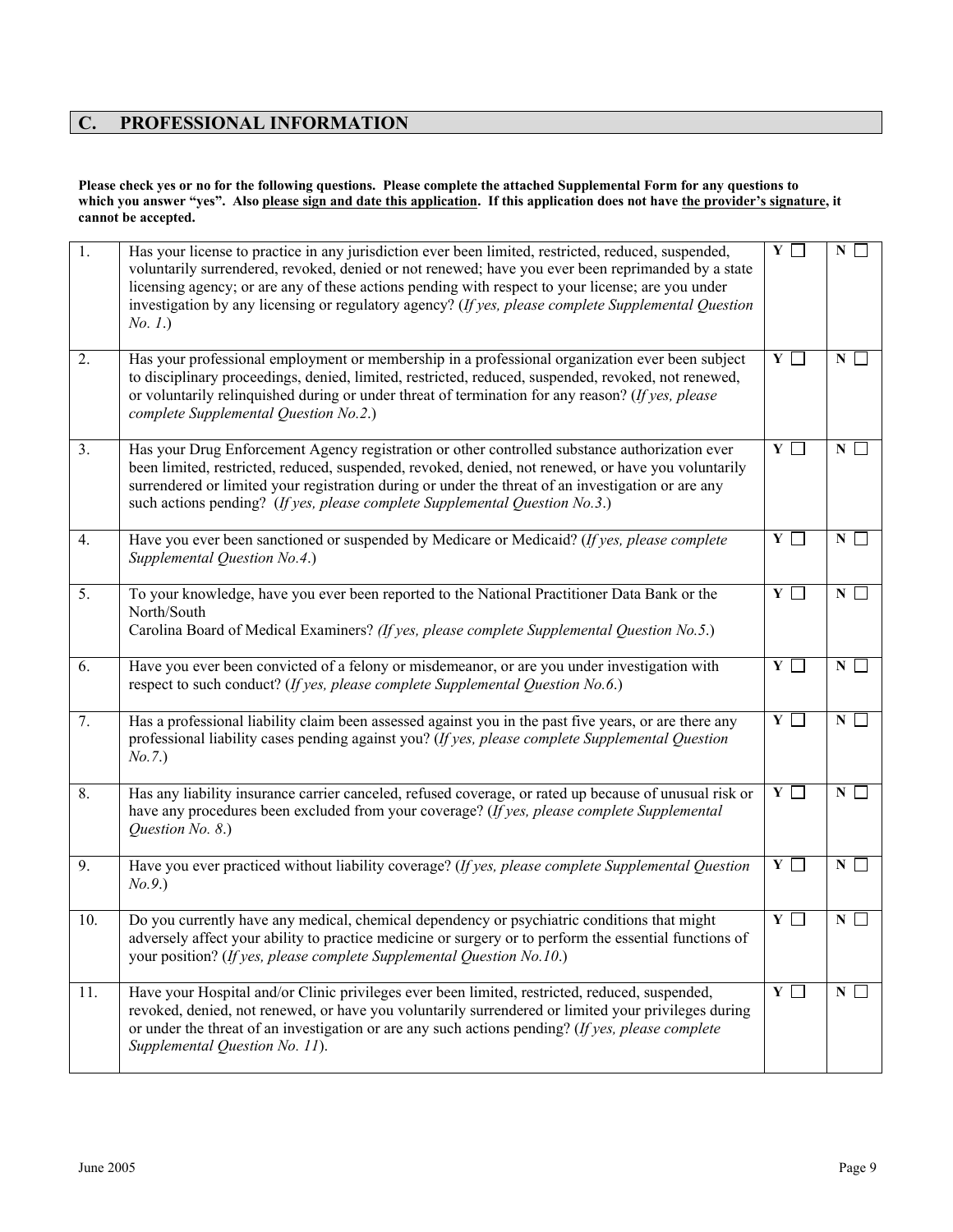## C. PROFESSIONAL INFORMATION

**Please check yes or no for the following questions. Please complete the attached Supplemental Form for any questions to which you answer "yes". Also <u>please sign and date this application</u>. If this application does not have <u>the provider's signature</u>, it cannot be accepted.**

| | | | |
|---|---|---|---|
| 1. | Has your license to practice in any jurisdiction ever been limited, restricted, reduced, suspended, voluntarily surrendered, revoked, denied or not renewed; have you ever been reprimanded by a state licensing agency; or are any of these actions pending with respect to your license; are you under investigation by any licensing or regulatory agency? (*If yes, please complete Supplemental Question No. 1*.) | Y ☐ | N ☐ |
| 2. | Has your professional employment or membership in a professional organization ever been subject to disciplinary proceedings, denied, limited, restricted, reduced, suspended, revoked, not renewed, or voluntarily relinquished during or under threat of termination for any reason? (*If yes, please complete Supplemental Question No.2*.) | Y ☐ | N ☐ |
| 3. | Has your Drug Enforcement Agency registration or other controlled substance authorization ever been limited, restricted, reduced, suspended, revoked, denied, not renewed, or have you voluntarily surrendered or limited your registration during or under the threat of an investigation or are any such actions pending? (*If yes, please complete Supplemental Question No.3*.) | Y ☐ | N ☐ |
| 4. | Have you ever been sanctioned or suspended by Medicare or Medicaid? (*If yes, please complete Supplemental Question No.4*.) | Y ☐ | N ☐ |
| 5. | To your knowledge, have you ever been reported to the National Practitioner Data Bank or the North/South Carolina Board of Medical Examiners? (*If yes, please complete Supplemental Question No.5*.) | Y ☐ | N ☐ |
| 6. | Have you ever been convicted of a felony or misdemeanor, or are you under investigation with respect to such conduct? (*If yes, please complete Supplemental Question No.6*.) | Y ☐ | N ☐ |
| 7. | Has a professional liability claim been assessed against you in the past five years, or are there any professional liability cases pending against you? (*If yes, please complete Supplemental Question No.7*.) | Y ☐ | N ☐ |
| 8. | Has any liability insurance carrier canceled, refused coverage, or rated up because of unusual risk or have any procedures been excluded from your coverage? (*If yes, please complete Supplemental Question No. 8*.) | Y ☐ | N ☐ |
| 9. | Have you ever practiced without liability coverage? (*If yes, please complete Supplemental Question No.9*.) | Y ☐ | N ☐ |
| 10. | Do you currently have any medical, chemical dependency or psychiatric conditions that might adversely affect your ability to practice medicine or surgery or to perform the essential functions of your position? (*If yes, please complete Supplemental Question No.10*.) | Y ☐ | N ☐ |
| 11. | Have your Hospital and/or Clinic privileges ever been limited, restricted, reduced, suspended, revoked, denied, not renewed, or have you voluntarily surrendered or limited your privileges during or under the threat of an investigation or are any such actions pending? (*If yes, please complete Supplemental Question No. 11*). | Y ☐ | N ☐ |

June 2005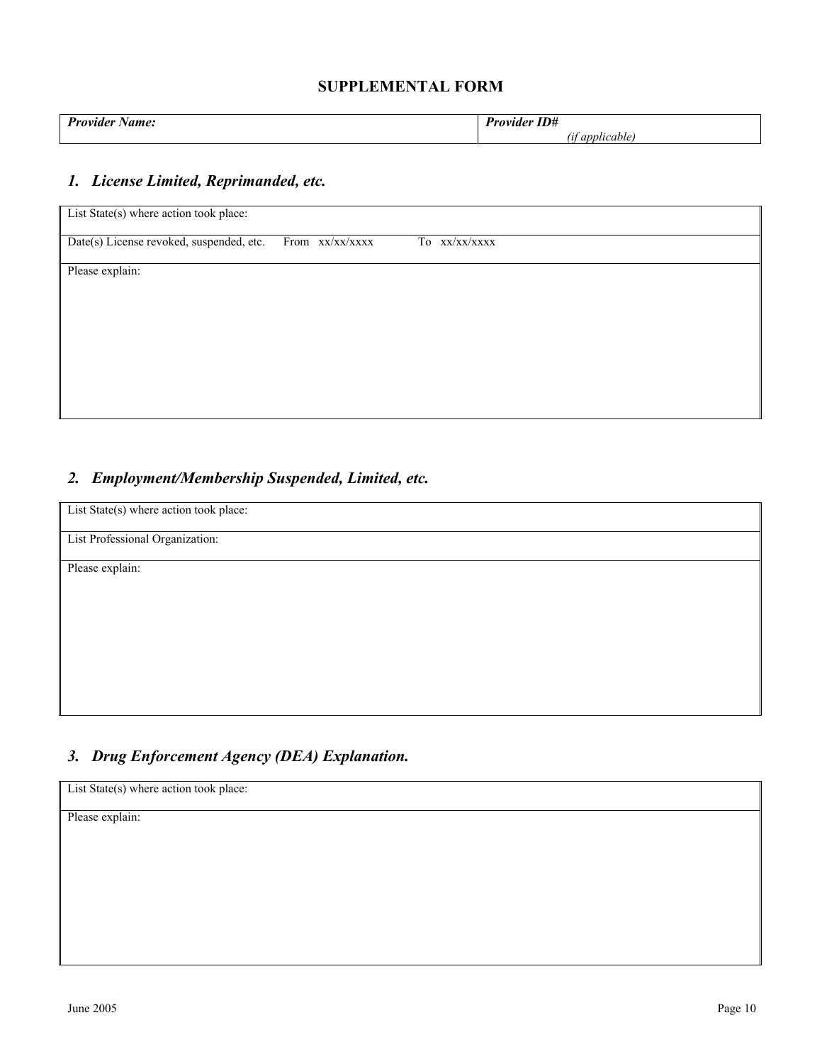## SUPPLEMENTAL FORM

| ***Provider Name:*** | ***Provider ID#*** *(if applicable)* |
|---|---|

### *1. License Limited, Reprimanded, etc.*

| List State(s) where action took place: |
|---|
| Date(s) License revoked, suspended, etc. From xx/xx/xxxx To xx/xx/xxxx |
| Please explain: |

### *2. Employment/Membership Suspended, Limited, etc.*

| List State(s) where action took place: |
|---|
| List Professional Organization: |
| Please explain: |

### *3. Drug Enforcement Agency (DEA) Explanation.*

| List State(s) where action took place: |
|---|
| Please explain: |

June 2005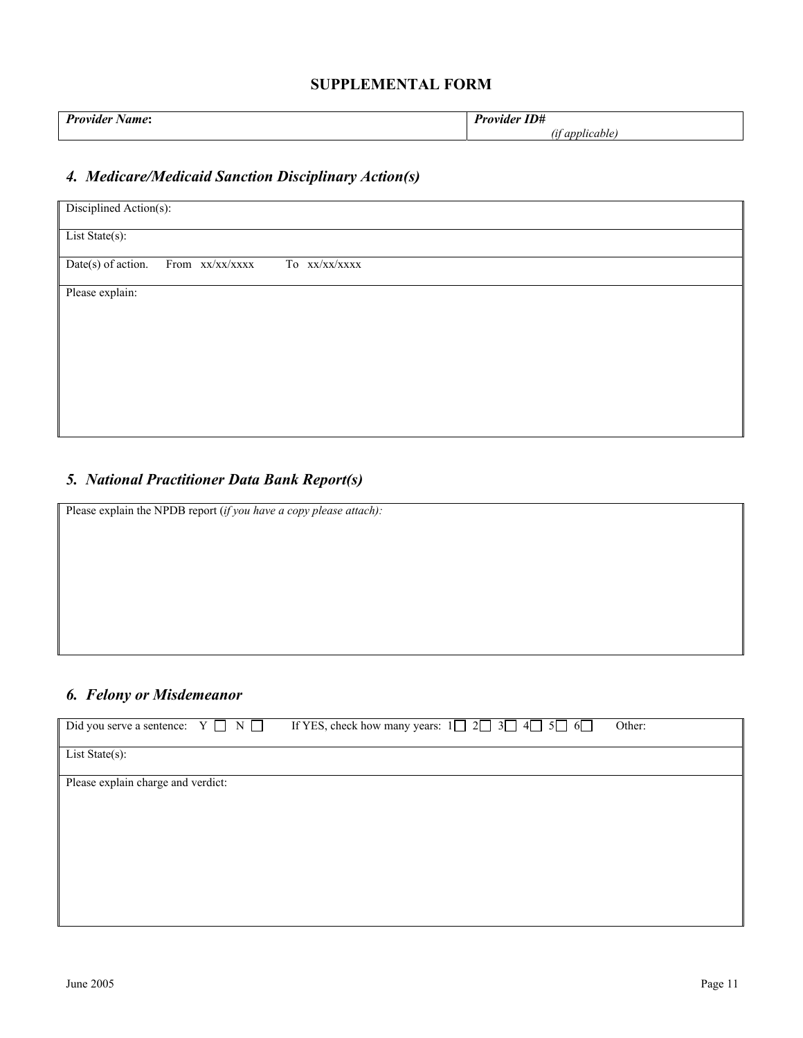## SUPPLEMENTAL FORM

| ***Provider Name*:** | ***Provider ID#*** *(if applicable)* |
|---|---|

### *4. Medicare/Medicaid Sanction Disciplinary Action(s)*

| Disciplined Action(s): |
|---|
| List State(s): |
| Date(s) of action. From xx/xx/xxxx To xx/xx/xxxx |
| Please explain: |

### *5. National Practitioner Data Bank Report(s)*

| Please explain the NPDB report (*if you have a copy please attach):* |
|---|

### *6. Felony or Misdemeanor*

| Did you serve a sentence: Y ☐ N ☐ If YES, check how many years: 1☐ 2☐ 3☐ 4☐ 5☐ 6☐ Other: |
|---|
| List State(s): |
| Please explain charge and verdict: |

June 2005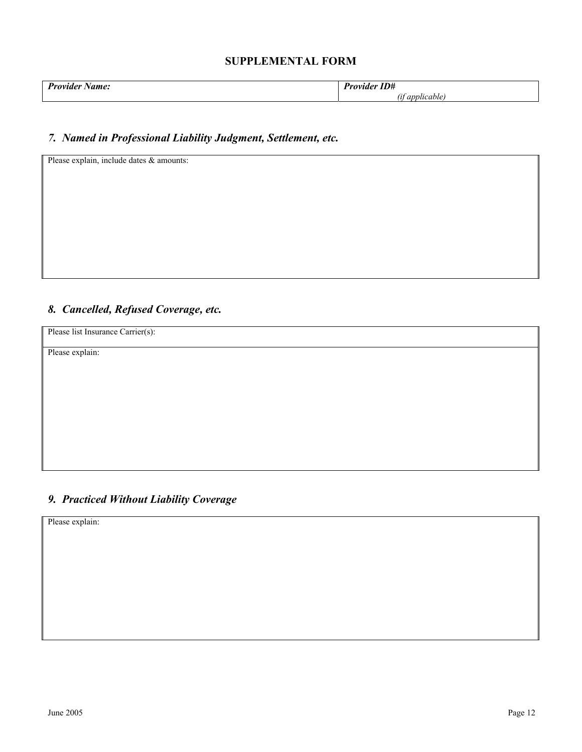## SUPPLEMENTAL FORM

| ***Provider Name:*** | ***Provider ID#*** *(if applicable)* |
|---|---|

### *7. Named in Professional Liability Judgment, Settlement, etc.*

| Please explain, include dates & amounts: |
|---|
| |

### *8. Cancelled, Refused Coverage, etc.*

| Please list Insurance Carrier(s): |
|---|
| Please explain: |

### *9. Practiced Without Liability Coverage*

| Please explain: |
|---|
| |

June 2005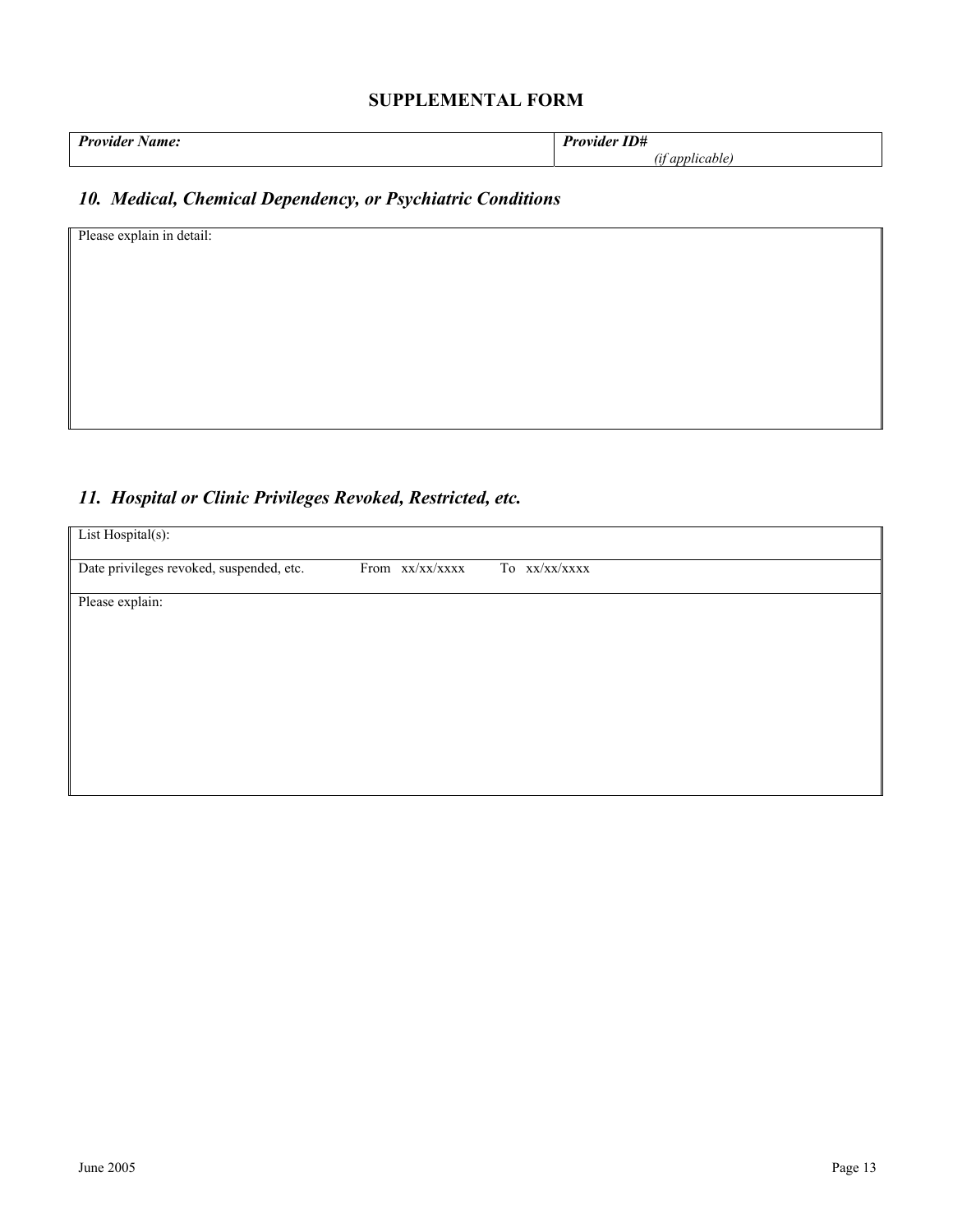## SUPPLEMENTAL FORM

| *Provider Name:* | *Provider ID#* *(if applicable)* |
|---|---|

### *10. Medical, Chemical Dependency, or Psychiatric Conditions*

| Please explain in detail: |
|---|

### *11. Hospital or Clinic Privileges Revoked, Restricted, etc.*

| List Hospital(s): | | |
|---|---|---|
| Date privileges revoked, suspended, etc. | From xx/xx/xxxx | To xx/xx/xxxx |
| Please explain: | | |

June 2005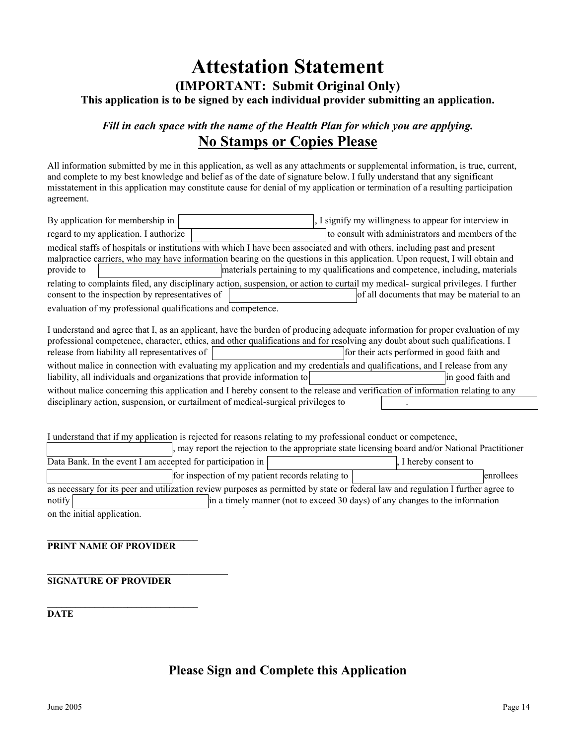# Attestation Statement

## (IMPORTANT: Submit Original Only)

### This application is to be signed by each individual provider submitting an application.

***Fill in each space with the name of the Health Plan for which you are applying.***

## No Stamps or Copies Please

All information submitted by me in this application, as well as any attachments or supplemental information, is true, current, and complete to my best knowledge and belief as of the date of signature below. I fully understand that any significant misstatement in this application may constitute cause for denial of my application or termination of a resulting participation agreement.

By application for membership in \_\_\_\_\_\_\_\_\_\_\_\_\_\_\_\_\_\_\_\_, I signify my willingness to appear for interview in regard to my application. I authorize \_\_\_\_\_\_\_\_\_\_\_\_\_\_\_\_\_\_\_\_ to consult with administrators and members of the medical staffs of hospitals or institutions with which I have been associated and with others, including past and present malpractice carriers, who may have information bearing on the questions in this application. Upon request, I will obtain and provide to \_\_\_\_\_\_\_\_\_\_\_\_\_\_\_\_\_\_\_\_ materials pertaining to my qualifications and competence, including, materials relating to complaints filed, any disciplinary action, suspension, or action to curtail my medical- surgical privileges. I further consent to the inspection by representatives of \_\_\_\_\_\_\_\_\_\_\_\_\_\_\_\_\_\_\_\_ of all documents that may be material to an evaluation of my professional qualifications and competence.

I understand and agree that I, as an applicant, have the burden of producing adequate information for proper evaluation of my professional competence, character, ethics, and other qualifications and for resolving any doubt about such qualifications. I release from liability all representatives of \_\_\_\_\_\_\_\_\_\_\_\_\_\_\_\_\_\_\_\_ for their acts performed in good faith and without malice in connection with evaluating my application and my credentials and qualifications, and I release from any liability, all individuals and organizations that provide information to \_\_\_\_\_\_\_\_\_\_\_\_\_\_\_\_\_\_\_\_ in good faith and without malice concerning this application and I hereby consent to the release and verification of information relating to any disciplinary action, suspension, or curtailment of medical-surgical privileges to \_\_\_\_\_\_\_\_\_\_\_\_\_\_\_\_\_\_\_\_.

I understand that if my application is rejected for reasons relating to my professional conduct or competence, \_\_\_\_\_\_\_\_\_\_\_\_\_\_\_\_\_\_\_\_, may report the rejection to the appropriate state licensing board and/or National Practitioner Data Bank. In the event I am accepted for participation in \_\_\_\_\_\_\_\_\_\_\_\_\_\_\_\_\_\_\_\_, I hereby consent to \_\_\_\_\_\_\_\_\_\_\_\_\_\_\_\_\_\_\_\_ for inspection of my patient records relating to \_\_\_\_\_\_\_\_\_\_\_\_\_\_\_\_\_\_\_\_ enrollees as necessary for its peer and utilization review purposes as permitted by state or federal law and regulation I further agree to notify \_\_\_\_\_\_\_\_\_\_\_\_\_\_\_\_\_\_\_\_ in a timely manner (not to exceed 30 days) of any changes to the information on the initial application.

\_\_\_\_\_\_\_\_\_\_\_\_\_\_\_\_\_\_\_\_\_\_\_\_\_\_\_\_\_\_
**PRINT NAME OF PROVIDER**

\_\_\_\_\_\_\_\_\_\_\_\_\_\_\_\_\_\_\_\_\_\_\_\_\_\_\_\_\_\_
**SIGNATURE OF PROVIDER**

\_\_\_\_\_\_\_\_\_\_\_\_\_\_\_\_\_\_\_\_\_\_\_\_\_\_\_\_\_\_
**DATE**

## Please Sign and Complete this Application

June 2005